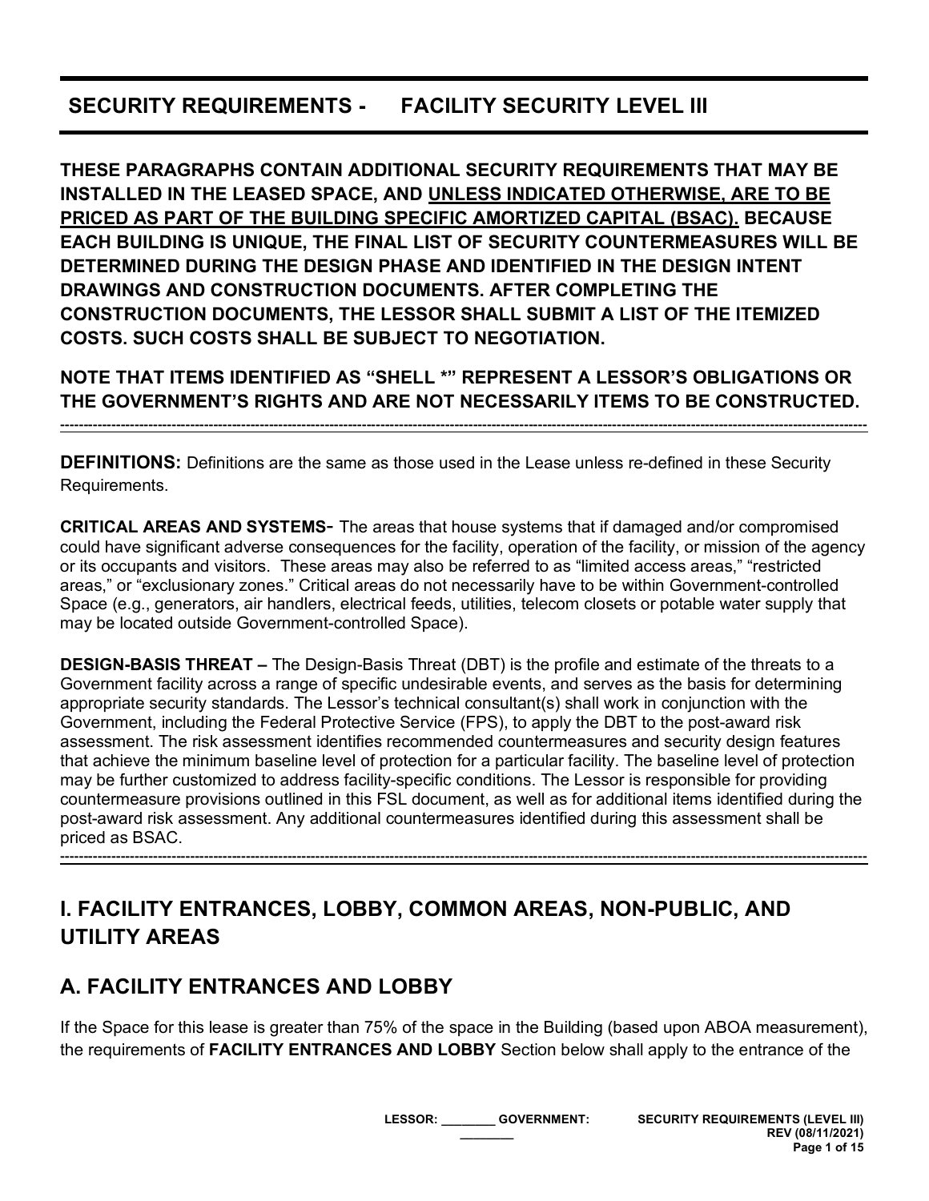# SECURITY REQUIREMENTS - FACILITY SECURITY LEVEL III

**THESE PARAGRAPHS CONTAIN ADDITIONAL SECURITY REQUIREMENTS THAT MAY BE INSTALLED IN THE LEASED SPACE, AND UNLESS INDICATED OTHERWISE, ARE TO BE PRICED AS PART OF THE BUILDING SPECIFIC AMORTIZED CAPITAL (BSAC). BECAUSE EACH BUILDING IS UNIQUE, THE FINAL LIST OF SECURITY COUNTERMEASURES WILL BE DETERMINED DURING THE DESIGN PHASE AND IDENTIFIED IN THE DESIGN INTENT DRAWINGS AND CONSTRUCTION DOCUMENTS. AFTER COMPLETING THE CONSTRUCTION DOCUMENTS, THE LESSOR SHALL SUBMIT A LIST OF THE ITEMIZED COSTS. SUCH COSTS SHALL BE SUBJECT TO NEGOTIATION.**

**NOTE THAT ITEMS IDENTIFIED AS "SHELL *" REPRESENT A LESSOR'S OBLIGATIONS OR THE GOVERNMENT'S RIGHTS AND ARE NOT NECESSARILY ITEMS TO BE CONSTRUCTED.**

---

**DEFINITIONS:** Definitions are the same as those used in the Lease unless re-defined in these Security Requirements.

**CRITICAL AREAS AND SYSTEMS-** The areas that house systems that if damaged and/or compromised could have significant adverse consequences for the facility, operation of the facility, or mission of the agency or its occupants and visitors. These areas may also be referred to as "limited access areas," "restricted areas," or "exclusionary zones." Critical areas do not necessarily have to be within Government-controlled Space (e.g., generators, air handlers, electrical feeds, utilities, telecom closets or potable water supply that may be located outside Government-controlled Space).

**DESIGN-BASIS THREAT –** The Design-Basis Threat (DBT) is the profile and estimate of the threats to a Government facility across a range of specific undesirable events, and serves as the basis for determining appropriate security standards. The Lessor's technical consultant(s) shall work in conjunction with the Government, including the Federal Protective Service (FPS), to apply the DBT to the post-award risk assessment. The risk assessment identifies recommended countermeasures and security design features that achieve the minimum baseline level of protection for a particular facility. The baseline level of protection may be further customized to address facility-specific conditions. The Lessor is responsible for providing countermeasure provisions outlined in this FSL document, as well as for additional items identified during the post-award risk assessment. Any additional countermeasures identified during this assessment shall be priced as BSAC.

---

## I. FACILITY ENTRANCES, LOBBY, COMMON AREAS, NON-PUBLIC, AND UTILITY AREAS

## A. FACILITY ENTRANCES AND LOBBY

If the Space for this lease is greater than 75% of the space in the Building (based upon ABOA measurement), the requirements of **FACILITY ENTRANCES AND LOBBY** Section below shall apply to the entrance of the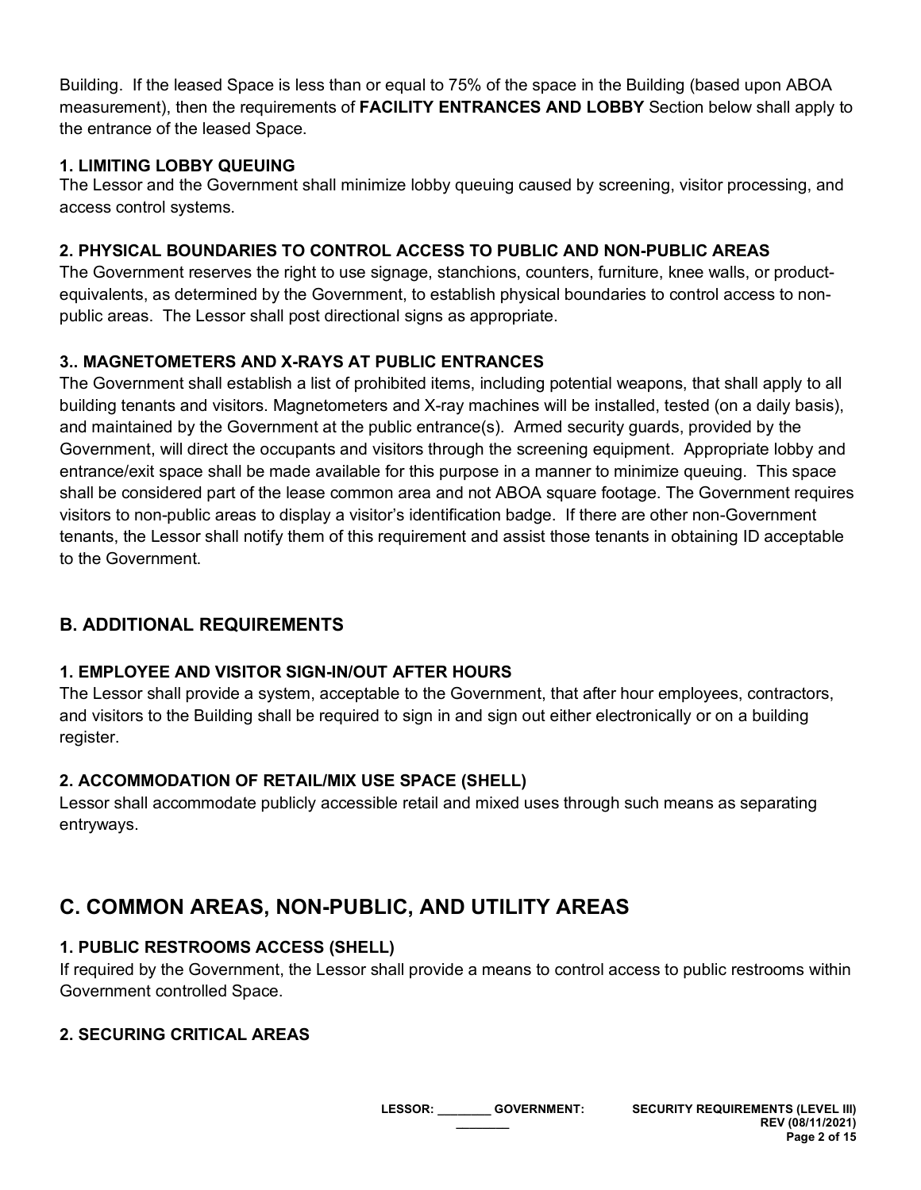Building. If the leased Space is less than or equal to 75% of the space in the Building (based upon ABOA measurement), then the requirements of **FACILITY ENTRANCES AND LOBBY** Section below shall apply to the entrance of the leased Space.

### 1. LIMITING LOBBY QUEUING

The Lessor and the Government shall minimize lobby queuing caused by screening, visitor processing, and access control systems.

### 2. PHYSICAL BOUNDARIES TO CONTROL ACCESS TO PUBLIC AND NON-PUBLIC AREAS

The Government reserves the right to use signage, stanchions, counters, furniture, knee walls, or product-equivalents, as determined by the Government, to establish physical boundaries to control access to non-public areas. The Lessor shall post directional signs as appropriate.

### 3.. MAGNETOMETERS AND X-RAYS AT PUBLIC ENTRANCES

The Government shall establish a list of prohibited items, including potential weapons, that shall apply to all building tenants and visitors. Magnetometers and X-ray machines will be installed, tested (on a daily basis), and maintained by the Government at the public entrance(s). Armed security guards, provided by the Government, will direct the occupants and visitors through the screening equipment. Appropriate lobby and entrance/exit space shall be made available for this purpose in a manner to minimize queuing. This space shall be considered part of the lease common area and not ABOA square footage. The Government requires visitors to non-public areas to display a visitor's identification badge. If there are other non-Government tenants, the Lessor shall notify them of this requirement and assist those tenants in obtaining ID acceptable to the Government.

## B. ADDITIONAL REQUIREMENTS

### 1. EMPLOYEE AND VISITOR SIGN-IN/OUT AFTER HOURS

The Lessor shall provide a system, acceptable to the Government, that after hour employees, contractors, and visitors to the Building shall be required to sign in and sign out either electronically or on a building register.

### 2. ACCOMMODATION OF RETAIL/MIX USE SPACE (SHELL)

Lessor shall accommodate publicly accessible retail and mixed uses through such means as separating entryways.

## C. COMMON AREAS, NON-PUBLIC, AND UTILITY AREAS

### 1. PUBLIC RESTROOMS ACCESS (SHELL)

If required by the Government, the Lessor shall provide a means to control access to public restrooms within Government controlled Space.

### 2. SECURING CRITICAL AREAS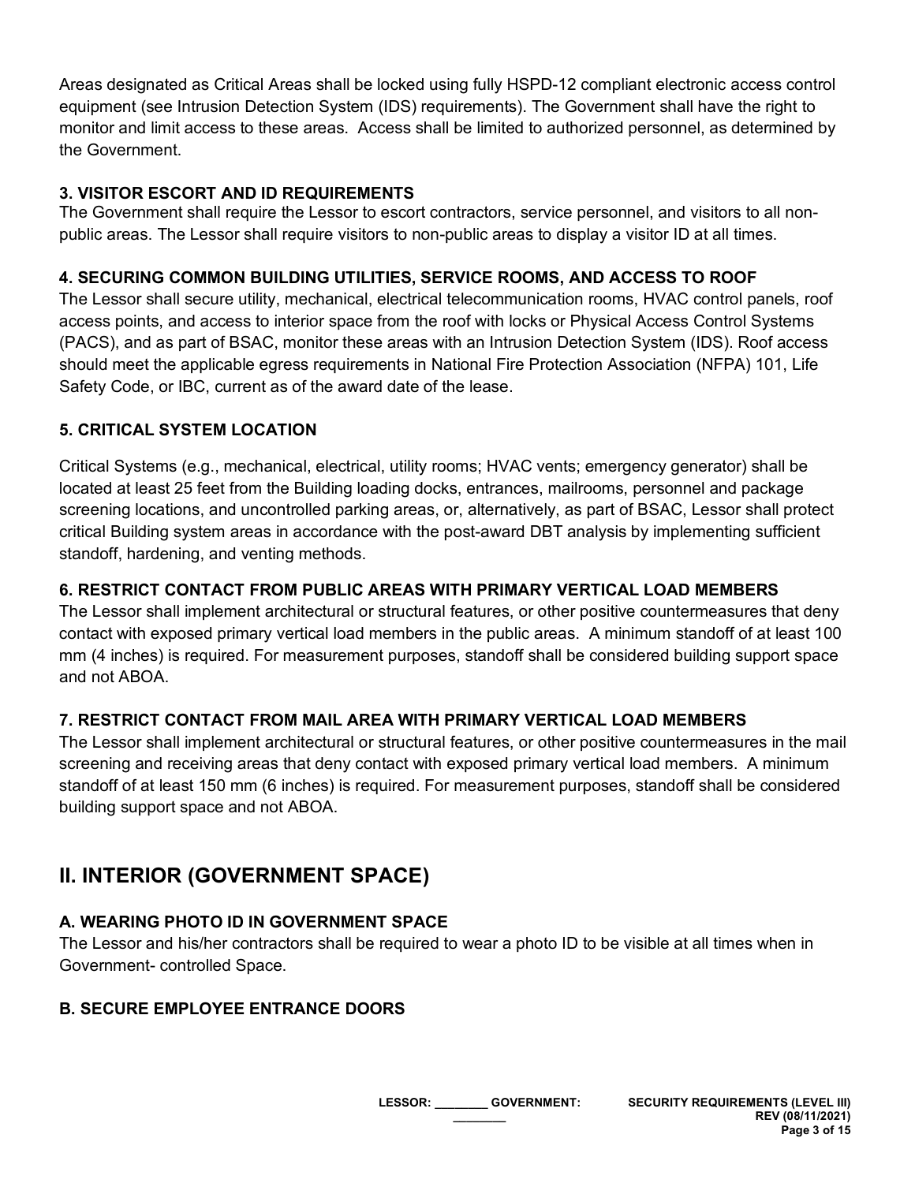Areas designated as Critical Areas shall be locked using fully HSPD-12 compliant electronic access control equipment (see Intrusion Detection System (IDS) requirements). The Government shall have the right to monitor and limit access to these areas. Access shall be limited to authorized personnel, as determined by the Government.

### 3. VISITOR ESCORT AND ID REQUIREMENTS

The Government shall require the Lessor to escort contractors, service personnel, and visitors to all non-public areas. The Lessor shall require visitors to non-public areas to display a visitor ID at all times.

### 4. SECURING COMMON BUILDING UTILITIES, SERVICE ROOMS, AND ACCESS TO ROOF

The Lessor shall secure utility, mechanical, electrical telecommunication rooms, HVAC control panels, roof access points, and access to interior space from the roof with locks or Physical Access Control Systems (PACS), and as part of BSAC, monitor these areas with an Intrusion Detection System (IDS). Roof access should meet the applicable egress requirements in National Fire Protection Association (NFPA) 101, Life Safety Code, or IBC, current as of the award date of the lease.

### 5. CRITICAL SYSTEM LOCATION

Critical Systems (e.g., mechanical, electrical, utility rooms; HVAC vents; emergency generator) shall be located at least 25 feet from the Building loading docks, entrances, mailrooms, personnel and package screening locations, and uncontrolled parking areas, or, alternatively, as part of BSAC, Lessor shall protect critical Building system areas in accordance with the post-award DBT analysis by implementing sufficient standoff, hardening, and venting methods.

### 6. RESTRICT CONTACT FROM PUBLIC AREAS WITH PRIMARY VERTICAL LOAD MEMBERS

The Lessor shall implement architectural or structural features, or other positive countermeasures that deny contact with exposed primary vertical load members in the public areas. A minimum standoff of at least 100 mm (4 inches) is required. For measurement purposes, standoff shall be considered building support space and not ABOA.

### 7. RESTRICT CONTACT FROM MAIL AREA WITH PRIMARY VERTICAL LOAD MEMBERS

The Lessor shall implement architectural or structural features, or other positive countermeasures in the mail screening and receiving areas that deny contact with exposed primary vertical load members. A minimum standoff of at least 150 mm (6 inches) is required. For measurement purposes, standoff shall be considered building support space and not ABOA.

## II. INTERIOR (GOVERNMENT SPACE)

### A. WEARING PHOTO ID IN GOVERNMENT SPACE

The Lessor and his/her contractors shall be required to wear a photo ID to be visible at all times when in Government- controlled Space.

### B. SECURE EMPLOYEE ENTRANCE DOORS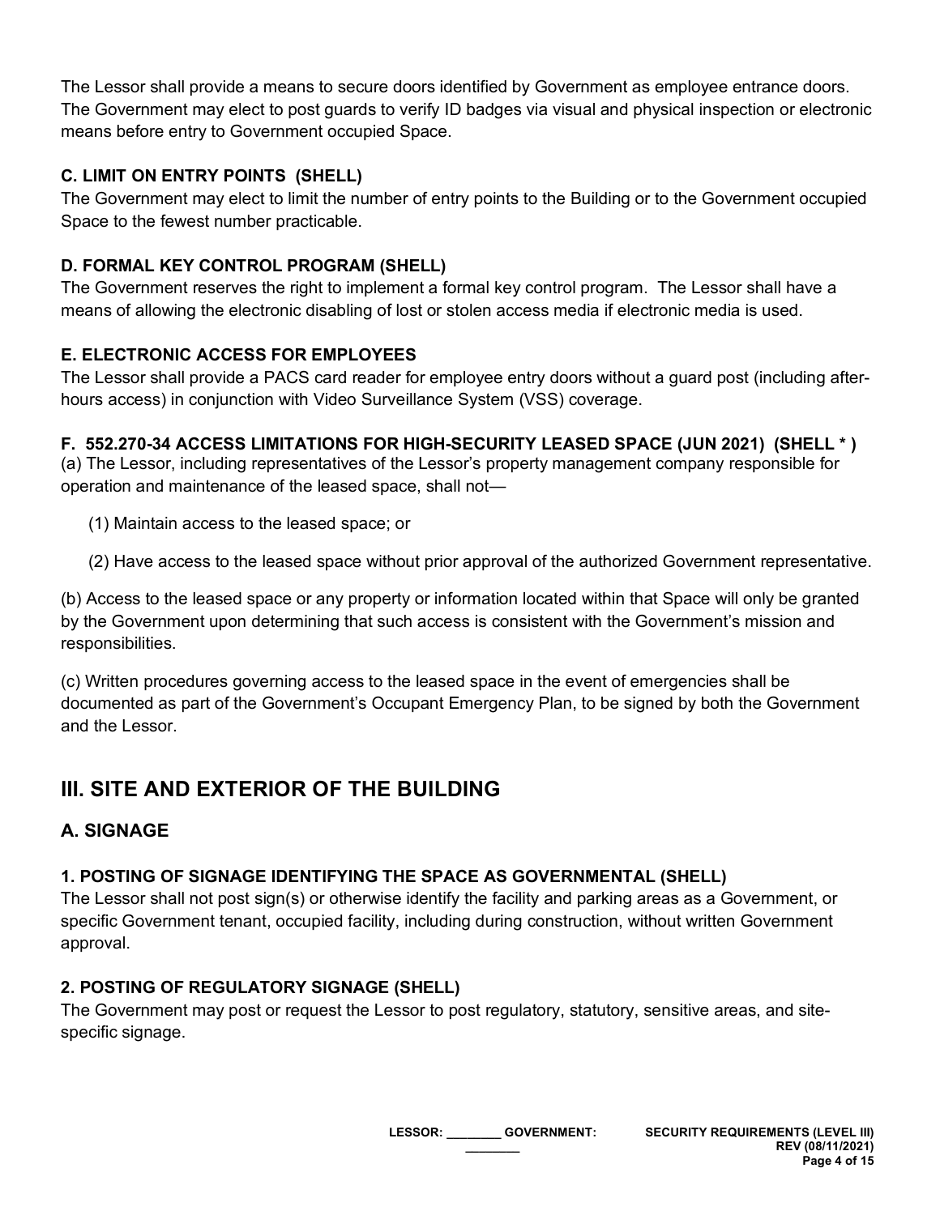The Lessor shall provide a means to secure doors identified by Government as employee entrance doors. The Government may elect to post guards to verify ID badges via visual and physical inspection or electronic means before entry to Government occupied Space.

### C. LIMIT ON ENTRY POINTS (SHELL)

The Government may elect to limit the number of entry points to the Building or to the Government occupied Space to the fewest number practicable.

### D. FORMAL KEY CONTROL PROGRAM (SHELL)

The Government reserves the right to implement a formal key control program. The Lessor shall have a means of allowing the electronic disabling of lost or stolen access media if electronic media is used.

### E. ELECTRONIC ACCESS FOR EMPLOYEES

The Lessor shall provide a PACS card reader for employee entry doors without a guard post (including after-hours access) in conjunction with Video Surveillance System (VSS) coverage.

### F. 552.270-34 ACCESS LIMITATIONS FOR HIGH-SECURITY LEASED SPACE (JUN 2021) (SHELL * )

(a) The Lessor, including representatives of the Lessor's property management company responsible for operation and maintenance of the leased space, shall not—

(1) Maintain access to the leased space; or

(2) Have access to the leased space without prior approval of the authorized Government representative.

(b) Access to the leased space or any property or information located within that Space will only be granted by the Government upon determining that such access is consistent with the Government's mission and responsibilities.

(c) Written procedures governing access to the leased space in the event of emergencies shall be documented as part of the Government's Occupant Emergency Plan, to be signed by both the Government and the Lessor.

## III. SITE AND EXTERIOR OF THE BUILDING

### A. SIGNAGE

#### 1. POSTING OF SIGNAGE IDENTIFYING THE SPACE AS GOVERNMENTAL (SHELL)

The Lessor shall not post sign(s) or otherwise identify the facility and parking areas as a Government, or specific Government tenant, occupied facility, including during construction, without written Government approval.

#### 2. POSTING OF REGULATORY SIGNAGE (SHELL)

The Government may post or request the Lessor to post regulatory, statutory, sensitive areas, and site-specific signage.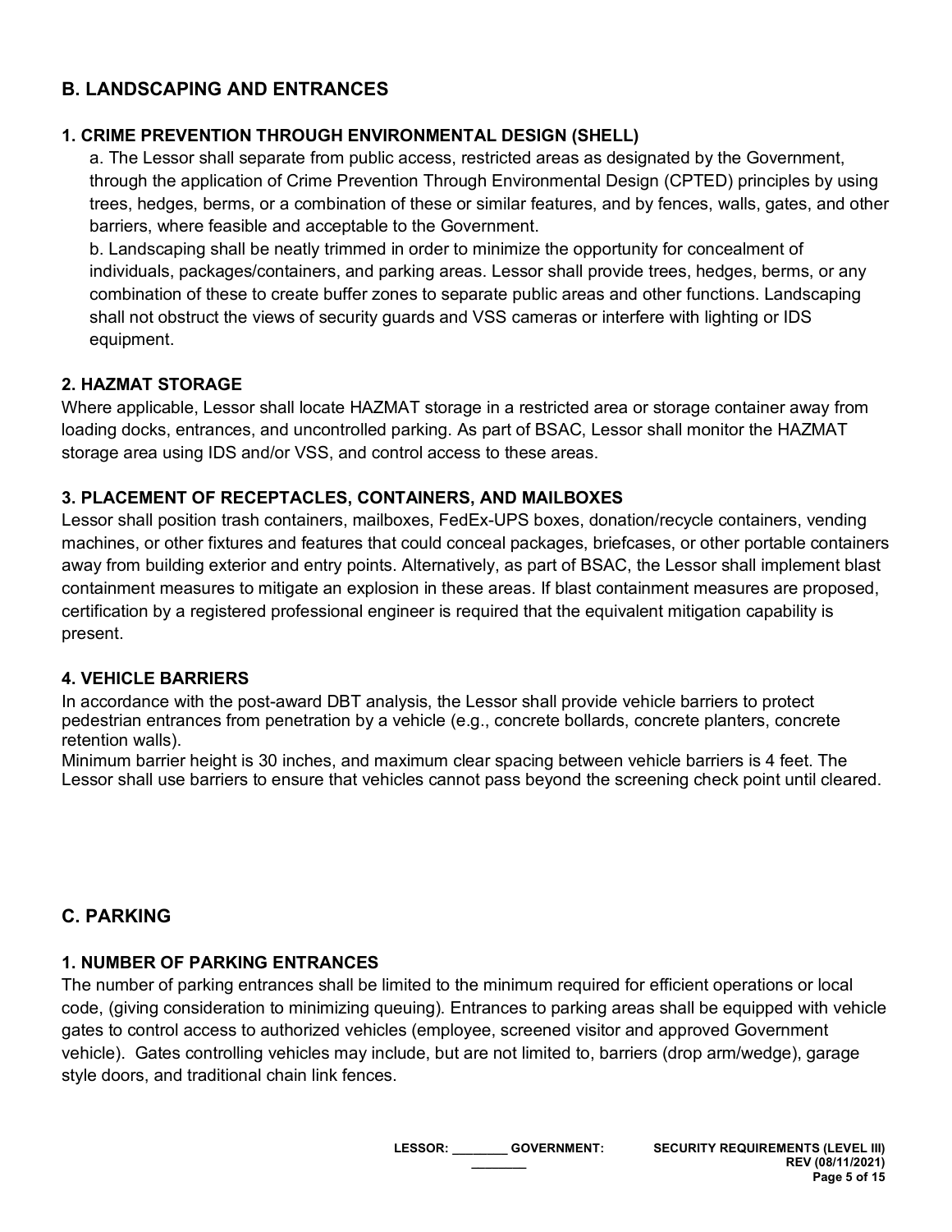## B. LANDSCAPING AND ENTRANCES

### 1. CRIME PREVENTION THROUGH ENVIRONMENTAL DESIGN (SHELL)

a. The Lessor shall separate from public access, restricted areas as designated by the Government, through the application of Crime Prevention Through Environmental Design (CPTED) principles by using trees, hedges, berms, or a combination of these or similar features, and by fences, walls, gates, and other barriers, where feasible and acceptable to the Government.

b. Landscaping shall be neatly trimmed in order to minimize the opportunity for concealment of individuals, packages/containers, and parking areas. Lessor shall provide trees, hedges, berms, or any combination of these to create buffer zones to separate public areas and other functions. Landscaping shall not obstruct the views of security guards and VSS cameras or interfere with lighting or IDS equipment.

### 2. HAZMAT STORAGE

Where applicable, Lessor shall locate HAZMAT storage in a restricted area or storage container away from loading docks, entrances, and uncontrolled parking. As part of BSAC, Lessor shall monitor the HAZMAT storage area using IDS and/or VSS, and control access to these areas.

### 3. PLACEMENT OF RECEPTACLES, CONTAINERS, AND MAILBOXES

Lessor shall position trash containers, mailboxes, FedEx-UPS boxes, donation/recycle containers, vending machines, or other fixtures and features that could conceal packages, briefcases, or other portable containers away from building exterior and entry points. Alternatively, as part of BSAC, the Lessor shall implement blast containment measures to mitigate an explosion in these areas. If blast containment measures are proposed, certification by a registered professional engineer is required that the equivalent mitigation capability is present.

### 4. VEHICLE BARRIERS

In accordance with the post-award DBT analysis, the Lessor shall provide vehicle barriers to protect pedestrian entrances from penetration by a vehicle (e.g., concrete bollards, concrete planters, concrete retention walls).

Minimum barrier height is 30 inches, and maximum clear spacing between vehicle barriers is 4 feet. The Lessor shall use barriers to ensure that vehicles cannot pass beyond the screening check point until cleared.

## C. PARKING

### 1. NUMBER OF PARKING ENTRANCES

The number of parking entrances shall be limited to the minimum required for efficient operations or local code, (giving consideration to minimizing queuing). Entrances to parking areas shall be equipped with vehicle gates to control access to authorized vehicles (employee, screened visitor and approved Government vehicle). Gates controlling vehicles may include, but are not limited to, barriers (drop arm/wedge), garage style doors, and traditional chain link fences.

LESSOR: _______ GOVERNMENT: _______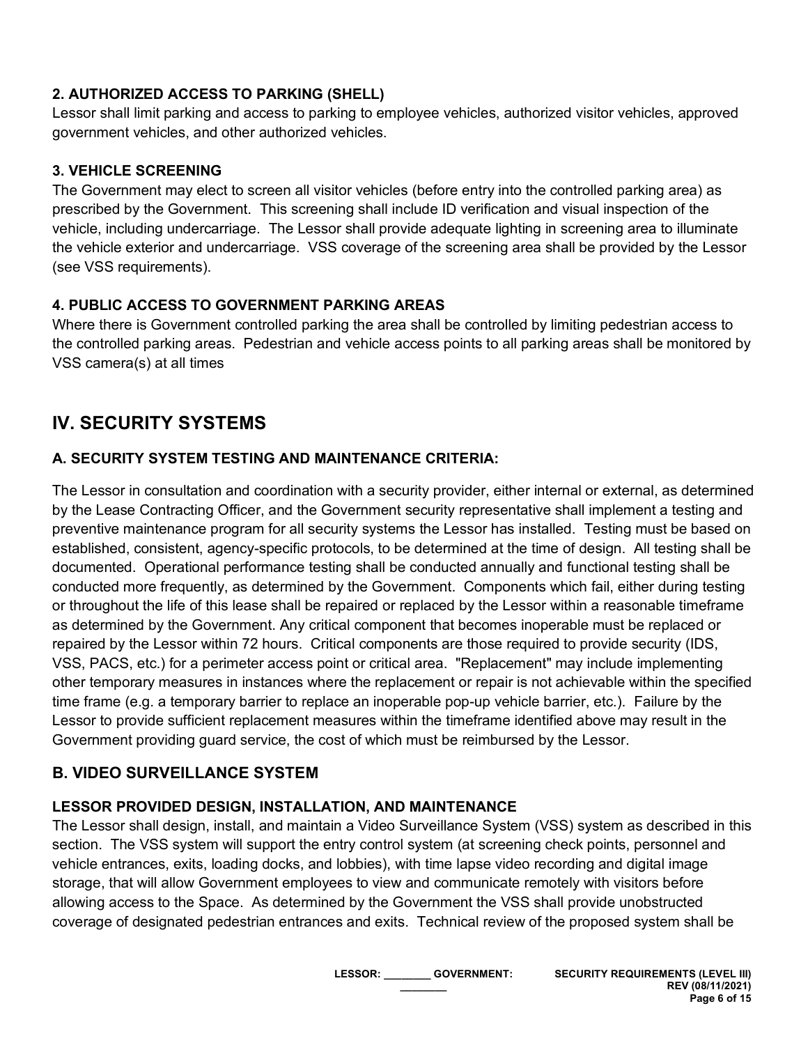### 2. AUTHORIZED ACCESS TO PARKING (SHELL)

Lessor shall limit parking and access to parking to employee vehicles, authorized visitor vehicles, approved government vehicles, and other authorized vehicles.

### 3. VEHICLE SCREENING

The Government may elect to screen all visitor vehicles (before entry into the controlled parking area) as prescribed by the Government. This screening shall include ID verification and visual inspection of the vehicle, including undercarriage. The Lessor shall provide adequate lighting in screening area to illuminate the vehicle exterior and undercarriage. VSS coverage of the screening area shall be provided by the Lessor (see VSS requirements).

### 4. PUBLIC ACCESS TO GOVERNMENT PARKING AREAS

Where there is Government controlled parking the area shall be controlled by limiting pedestrian access to the controlled parking areas. Pedestrian and vehicle access points to all parking areas shall be monitored by VSS camera(s) at all times

## IV. SECURITY SYSTEMS

### A. SECURITY SYSTEM TESTING AND MAINTENANCE CRITERIA:

The Lessor in consultation and coordination with a security provider, either internal or external, as determined by the Lease Contracting Officer, and the Government security representative shall implement a testing and preventive maintenance program for all security systems the Lessor has installed. Testing must be based on established, consistent, agency-specific protocols, to be determined at the time of design. All testing shall be documented. Operational performance testing shall be conducted annually and functional testing shall be conducted more frequently, as determined by the Government. Components which fail, either during testing or throughout the life of this lease shall be repaired or replaced by the Lessor within a reasonable timeframe as determined by the Government. Any critical component that becomes inoperable must be replaced or repaired by the Lessor within 72 hours. Critical components are those required to provide security (IDS, VSS, PACS, etc.) for a perimeter access point or critical area. "Replacement" may include implementing other temporary measures in instances where the replacement or repair is not achievable within the specified time frame (e.g. a temporary barrier to replace an inoperable pop-up vehicle barrier, etc.). Failure by the Lessor to provide sufficient replacement measures within the timeframe identified above may result in the Government providing guard service, the cost of which must be reimbursed by the Lessor.

### B. VIDEO SURVEILLANCE SYSTEM

#### LESSOR PROVIDED DESIGN, INSTALLATION, AND MAINTENANCE

The Lessor shall design, install, and maintain a Video Surveillance System (VSS) system as described in this section. The VSS system will support the entry control system (at screening check points, personnel and vehicle entrances, exits, loading docks, and lobbies), with time lapse video recording and digital image storage, that will allow Government employees to view and communicate remotely with visitors before allowing access to the Space. As determined by the Government the VSS shall provide unobstructed coverage of designated pedestrian entrances and exits. Technical review of the proposed system shall be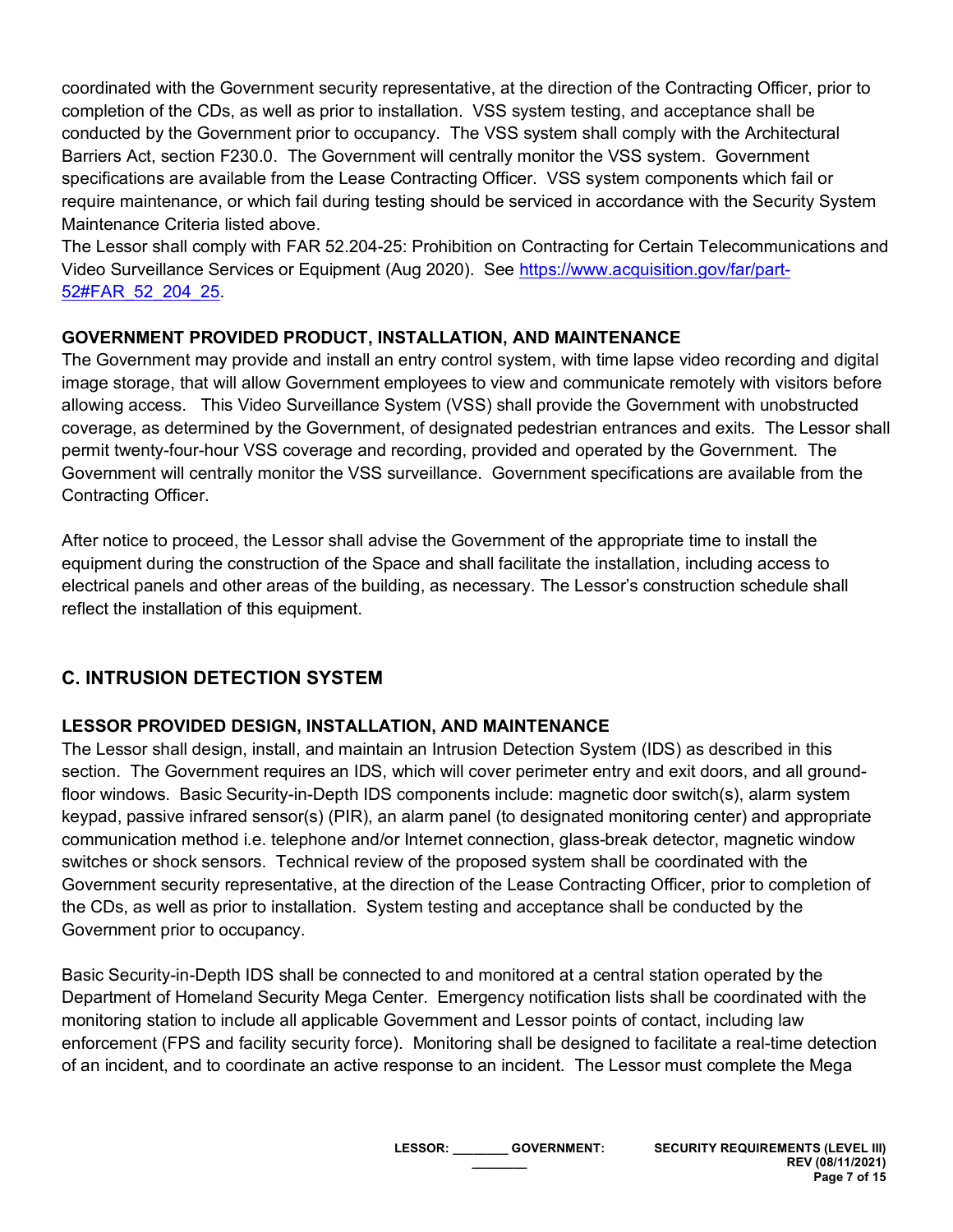coordinated with the Government security representative, at the direction of the Contracting Officer, prior to completion of the CDs, as well as prior to installation. VSS system testing, and acceptance shall be conducted by the Government prior to occupancy. The VSS system shall comply with the Architectural Barriers Act, section F230.0. The Government will centrally monitor the VSS system. Government specifications are available from the Lease Contracting Officer. VSS system components which fail or require maintenance, or which fail during testing should be serviced in accordance with the Security System Maintenance Criteria listed above.

The Lessor shall comply with FAR 52.204-25: Prohibition on Contracting for Certain Telecommunications and Video Surveillance Services or Equipment (Aug 2020). See https://www.acquisition.gov/far/part-52#FAR_52_204_25.

**GOVERNMENT PROVIDED PRODUCT, INSTALLATION, AND MAINTENANCE**

The Government may provide and install an entry control system, with time lapse video recording and digital image storage, that will allow Government employees to view and communicate remotely with visitors before allowing access. This Video Surveillance System (VSS) shall provide the Government with unobstructed coverage, as determined by the Government, of designated pedestrian entrances and exits. The Lessor shall permit twenty-four-hour VSS coverage and recording, provided and operated by the Government. The Government will centrally monitor the VSS surveillance. Government specifications are available from the Contracting Officer.

After notice to proceed, the Lessor shall advise the Government of the appropriate time to install the equipment during the construction of the Space and shall facilitate the installation, including access to electrical panels and other areas of the building, as necessary. The Lessor's construction schedule shall reflect the installation of this equipment.

## C. INTRUSION DETECTION SYSTEM

**LESSOR PROVIDED DESIGN, INSTALLATION, AND MAINTENANCE**

The Lessor shall design, install, and maintain an Intrusion Detection System (IDS) as described in this section. The Government requires an IDS, which will cover perimeter entry and exit doors, and all ground-floor windows. Basic Security-in-Depth IDS components include: magnetic door switch(s), alarm system keypad, passive infrared sensor(s) (PIR), an alarm panel (to designated monitoring center) and appropriate communication method i.e. telephone and/or Internet connection, glass-break detector, magnetic window switches or shock sensors. Technical review of the proposed system shall be coordinated with the Government security representative, at the direction of the Lease Contracting Officer, prior to completion of the CDs, as well as prior to installation. System testing and acceptance shall be conducted by the Government prior to occupancy.

Basic Security-in-Depth IDS shall be connected to and monitored at a central station operated by the Department of Homeland Security Mega Center. Emergency notification lists shall be coordinated with the monitoring station to include all applicable Government and Lessor points of contact, including law enforcement (FPS and facility security force). Monitoring shall be designed to facilitate a real-time detection of an incident, and to coordinate an active response to an incident. The Lessor must complete the Mega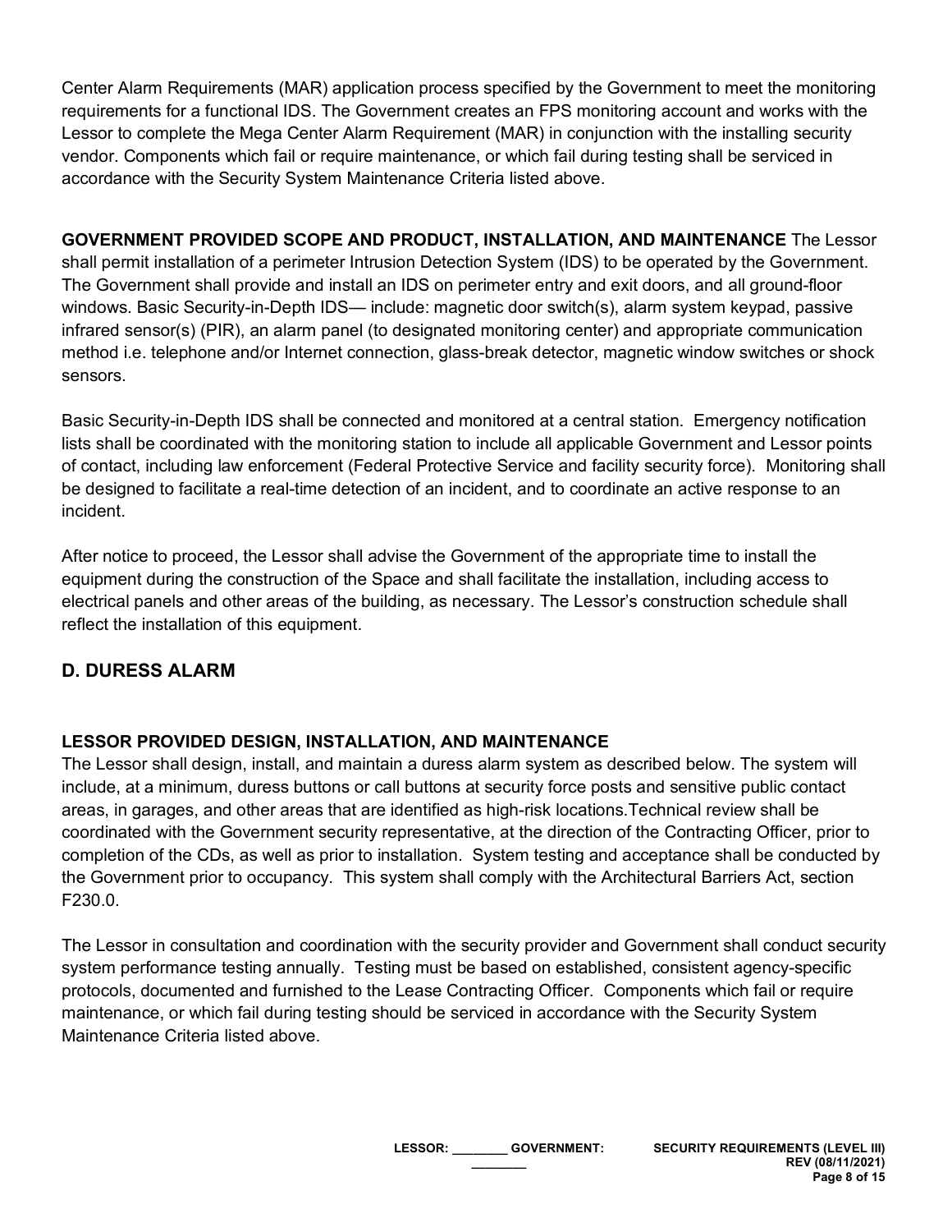Center Alarm Requirements (MAR) application process specified by the Government to meet the monitoring requirements for a functional IDS. The Government creates an FPS monitoring account and works with the Lessor to complete the Mega Center Alarm Requirement (MAR) in conjunction with the installing security vendor. Components which fail or require maintenance, or which fail during testing shall be serviced in accordance with the Security System Maintenance Criteria listed above.

**GOVERNMENT PROVIDED SCOPE AND PRODUCT, INSTALLATION, AND MAINTENANCE** The Lessor shall permit installation of a perimeter Intrusion Detection System (IDS) to be operated by the Government. The Government shall provide and install an IDS on perimeter entry and exit doors, and all ground-floor windows. Basic Security-in-Depth IDS— include: magnetic door switch(s), alarm system keypad, passive infrared sensor(s) (PIR), an alarm panel (to designated monitoring center) and appropriate communication method i.e. telephone and/or Internet connection, glass-break detector, magnetic window switches or shock sensors.

Basic Security-in-Depth IDS shall be connected and monitored at a central station. Emergency notification lists shall be coordinated with the monitoring station to include all applicable Government and Lessor points of contact, including law enforcement (Federal Protective Service and facility security force). Monitoring shall be designed to facilitate a real-time detection of an incident, and to coordinate an active response to an incident.

After notice to proceed, the Lessor shall advise the Government of the appropriate time to install the equipment during the construction of the Space and shall facilitate the installation, including access to electrical panels and other areas of the building, as necessary. The Lessor's construction schedule shall reflect the installation of this equipment.

## D. DURESS ALARM

### LESSOR PROVIDED DESIGN, INSTALLATION, AND MAINTENANCE

The Lessor shall design, install, and maintain a duress alarm system as described below. The system will include, at a minimum, duress buttons or call buttons at security force posts and sensitive public contact areas, in garages, and other areas that are identified as high-risk locations.Technical review shall be coordinated with the Government security representative, at the direction of the Contracting Officer, prior to completion of the CDs, as well as prior to installation. System testing and acceptance shall be conducted by the Government prior to occupancy. This system shall comply with the Architectural Barriers Act, section F230.0.

The Lessor in consultation and coordination with the security provider and Government shall conduct security system performance testing annually. Testing must be based on established, consistent agency-specific protocols, documented and furnished to the Lease Contracting Officer. Components which fail or require maintenance, or which fail during testing should be serviced in accordance with the Security System Maintenance Criteria listed above.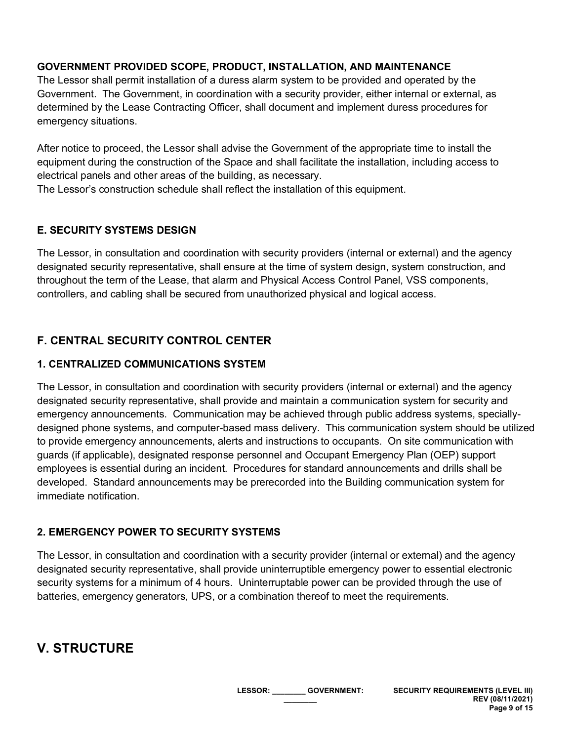**GOVERNMENT PROVIDED SCOPE, PRODUCT, INSTALLATION, AND MAINTENANCE**

The Lessor shall permit installation of a duress alarm system to be provided and operated by the Government. The Government, in coordination with a security provider, either internal or external, as determined by the Lease Contracting Officer, shall document and implement duress procedures for emergency situations.

After notice to proceed, the Lessor shall advise the Government of the appropriate time to install the equipment during the construction of the Space and shall facilitate the installation, including access to electrical panels and other areas of the building, as necessary.
The Lessor's construction schedule shall reflect the installation of this equipment.

### E. SECURITY SYSTEMS DESIGN

The Lessor, in consultation and coordination with security providers (internal or external) and the agency designated security representative, shall ensure at the time of system design, system construction, and throughout the term of the Lease, that alarm and Physical Access Control Panel, VSS components, controllers, and cabling shall be secured from unauthorized physical and logical access.

## F. CENTRAL SECURITY CONTROL CENTER

### 1. CENTRALIZED COMMUNICATIONS SYSTEM

The Lessor, in consultation and coordination with security providers (internal or external) and the agency designated security representative, shall provide and maintain a communication system for security and emergency announcements. Communication may be achieved through public address systems, specially-designed phone systems, and computer-based mass delivery. This communication system should be utilized to provide emergency announcements, alerts and instructions to occupants. On site communication with guards (if applicable), designated response personnel and Occupant Emergency Plan (OEP) support employees is essential during an incident. Procedures for standard announcements and drills shall be developed. Standard announcements may be prerecorded into the Building communication system for immediate notification.

### 2. EMERGENCY POWER TO SECURITY SYSTEMS

The Lessor, in consultation and coordination with a security provider (internal or external) and the agency designated security representative, shall provide uninterruptible emergency power to essential electronic security systems for a minimum of 4 hours. Uninterruptable power can be provided through the use of batteries, emergency generators, UPS, or a combination thereof to meet the requirements.

# V. STRUCTURE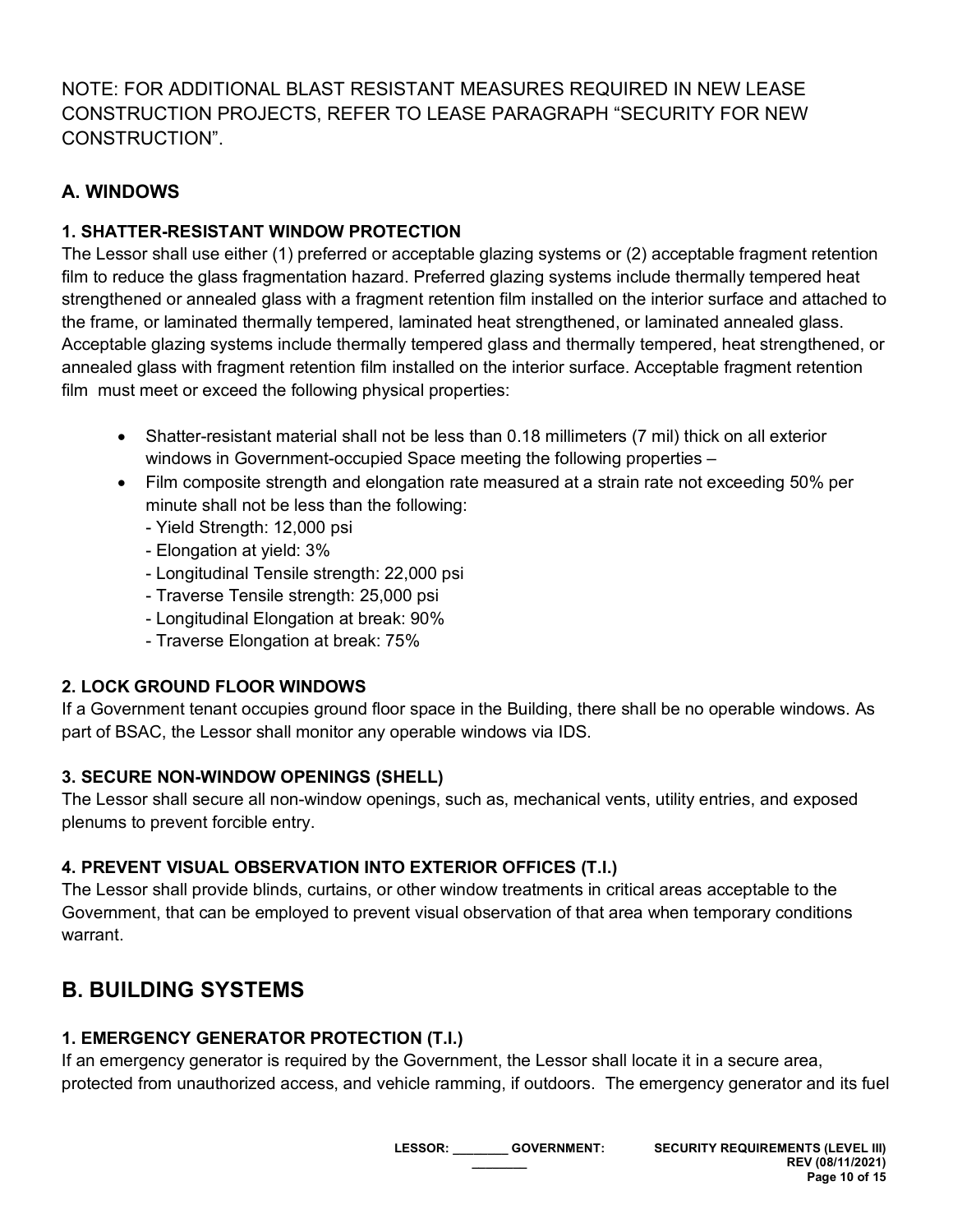NOTE: FOR ADDITIONAL BLAST RESISTANT MEASURES REQUIRED IN NEW LEASE CONSTRUCTION PROJECTS, REFER TO LEASE PARAGRAPH "SECURITY FOR NEW CONSTRUCTION".

### A. WINDOWS

#### 1. SHATTER-RESISTANT WINDOW PROTECTION

The Lessor shall use either (1) preferred or acceptable glazing systems or (2) acceptable fragment retention film to reduce the glass fragmentation hazard. Preferred glazing systems include thermally tempered heat strengthened or annealed glass with a fragment retention film installed on the interior surface and attached to the frame, or laminated thermally tempered, laminated heat strengthened, or laminated annealed glass. Acceptable glazing systems include thermally tempered glass and thermally tempered, heat strengthened, or annealed glass with fragment retention film installed on the interior surface. Acceptable fragment retention film must meet or exceed the following physical properties:

- Shatter-resistant material shall not be less than 0.18 millimeters (7 mil) thick on all exterior windows in Government-occupied Space meeting the following properties –
- Film composite strength and elongation rate measured at a strain rate not exceeding 50% per minute shall not be less than the following:
  - Yield Strength: 12,000 psi
  - Elongation at yield: 3%
  - Longitudinal Tensile strength: 22,000 psi
  - Traverse Tensile strength: 25,000 psi
  - Longitudinal Elongation at break: 90%
  - Traverse Elongation at break: 75%

#### 2. LOCK GROUND FLOOR WINDOWS

If a Government tenant occupies ground floor space in the Building, there shall be no operable windows. As part of BSAC, the Lessor shall monitor any operable windows via IDS.

#### 3. SECURE NON-WINDOW OPENINGS (SHELL)

The Lessor shall secure all non-window openings, such as, mechanical vents, utility entries, and exposed plenums to prevent forcible entry.

#### 4. PREVENT VISUAL OBSERVATION INTO EXTERIOR OFFICES (T.I.)

The Lessor shall provide blinds, curtains, or other window treatments in critical areas acceptable to the Government, that can be employed to prevent visual observation of that area when temporary conditions warrant.

## B. BUILDING SYSTEMS

#### 1. EMERGENCY GENERATOR PROTECTION (T.I.)

If an emergency generator is required by the Government, the Lessor shall locate it in a secure area, protected from unauthorized access, and vehicle ramming, if outdoors. The emergency generator and its fuel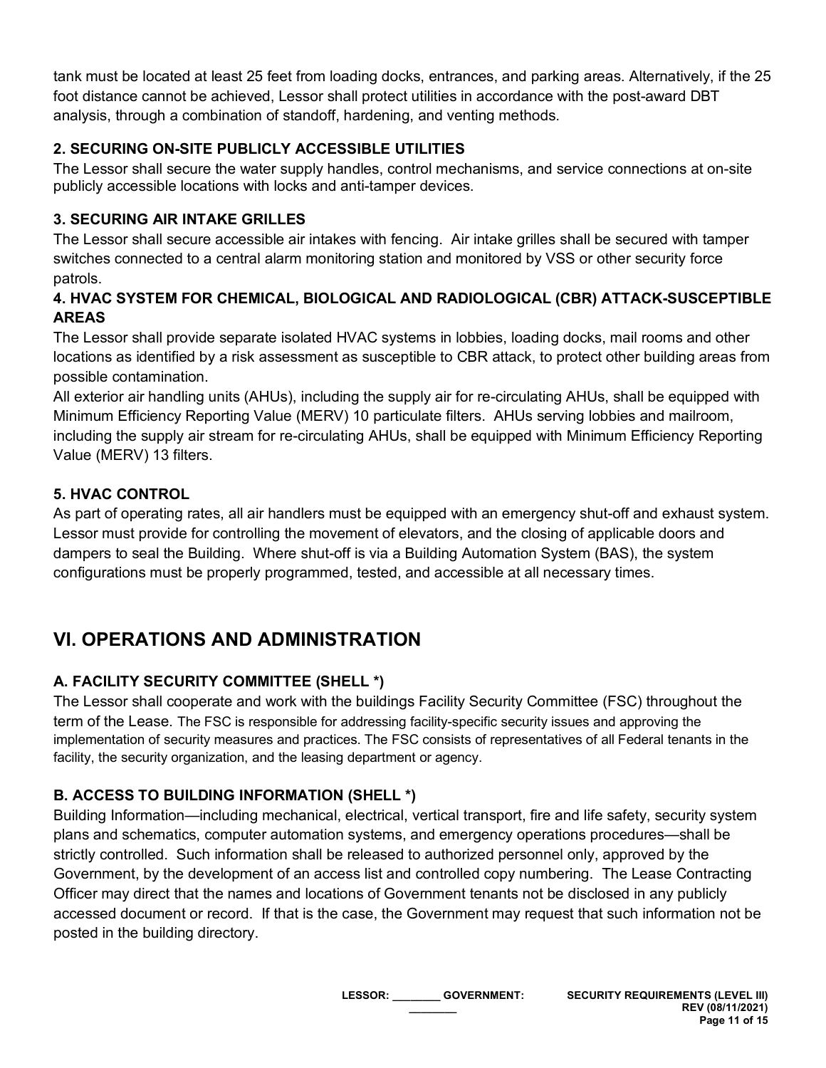tank must be located at least 25 feet from loading docks, entrances, and parking areas. Alternatively, if the 25 foot distance cannot be achieved, Lessor shall protect utilities in accordance with the post-award DBT analysis, through a combination of standoff, hardening, and venting methods.

### 2. SECURING ON-SITE PUBLICLY ACCESSIBLE UTILITIES

The Lessor shall secure the water supply handles, control mechanisms, and service connections at on-site publicly accessible locations with locks and anti-tamper devices.

### 3. SECURING AIR INTAKE GRILLES

The Lessor shall secure accessible air intakes with fencing. Air intake grilles shall be secured with tamper switches connected to a central alarm monitoring station and monitored by VSS or other security force patrols.

### 4. HVAC SYSTEM FOR CHEMICAL, BIOLOGICAL AND RADIOLOGICAL (CBR) ATTACK-SUSCEPTIBLE AREAS

The Lessor shall provide separate isolated HVAC systems in lobbies, loading docks, mail rooms and other locations as identified by a risk assessment as susceptible to CBR attack, to protect other building areas from possible contamination.

All exterior air handling units (AHUs), including the supply air for re-circulating AHUs, shall be equipped with Minimum Efficiency Reporting Value (MERV) 10 particulate filters. AHUs serving lobbies and mailroom, including the supply air stream for re-circulating AHUs, shall be equipped with Minimum Efficiency Reporting Value (MERV) 13 filters.

### 5. HVAC CONTROL

As part of operating rates, all air handlers must be equipped with an emergency shut-off and exhaust system. Lessor must provide for controlling the movement of elevators, and the closing of applicable doors and dampers to seal the Building. Where shut-off is via a Building Automation System (BAS), the system configurations must be properly programmed, tested, and accessible at all necessary times.

## VI. OPERATIONS AND ADMINISTRATION

### A. FACILITY SECURITY COMMITTEE (SHELL *)

The Lessor shall cooperate and work with the buildings Facility Security Committee (FSC) throughout the term of the Lease. The FSC is responsible for addressing facility-specific security issues and approving the implementation of security measures and practices. The FSC consists of representatives of all Federal tenants in the facility, the security organization, and the leasing department or agency.

### B. ACCESS TO BUILDING INFORMATION (SHELL *)

Building Information—including mechanical, electrical, vertical transport, fire and life safety, security system plans and schematics, computer automation systems, and emergency operations procedures—shall be strictly controlled. Such information shall be released to authorized personnel only, approved by the Government, by the development of an access list and controlled copy numbering. The Lease Contracting Officer may direct that the names and locations of Government tenants not be disclosed in any publicly accessed document or record. If that is the case, the Government may request that such information not be posted in the building directory.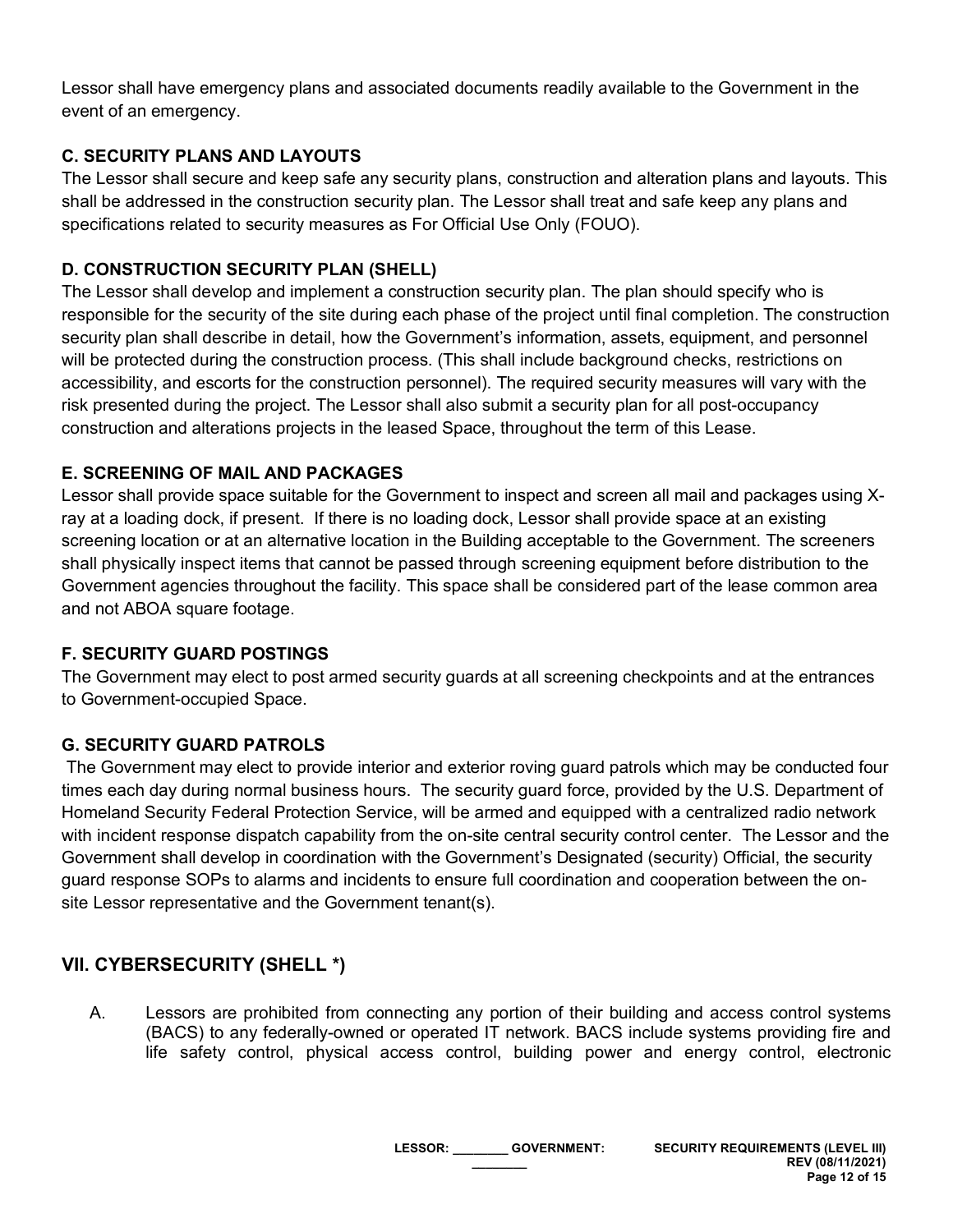Lessor shall have emergency plans and associated documents readily available to the Government in the event of an emergency.

### C. SECURITY PLANS AND LAYOUTS

The Lessor shall secure and keep safe any security plans, construction and alteration plans and layouts. This shall be addressed in the construction security plan. The Lessor shall treat and safe keep any plans and specifications related to security measures as For Official Use Only (FOUO).

### D. CONSTRUCTION SECURITY PLAN (SHELL)

The Lessor shall develop and implement a construction security plan. The plan should specify who is responsible for the security of the site during each phase of the project until final completion. The construction security plan shall describe in detail, how the Government's information, assets, equipment, and personnel will be protected during the construction process. (This shall include background checks, restrictions on accessibility, and escorts for the construction personnel). The required security measures will vary with the risk presented during the project. The Lessor shall also submit a security plan for all post-occupancy construction and alterations projects in the leased Space, throughout the term of this Lease.

### E. SCREENING OF MAIL AND PACKAGES

Lessor shall provide space suitable for the Government to inspect and screen all mail and packages using X-ray at a loading dock, if present. If there is no loading dock, Lessor shall provide space at an existing screening location or at an alternative location in the Building acceptable to the Government. The screeners shall physically inspect items that cannot be passed through screening equipment before distribution to the Government agencies throughout the facility. This space shall be considered part of the lease common area and not ABOA square footage.

### F. SECURITY GUARD POSTINGS

The Government may elect to post armed security guards at all screening checkpoints and at the entrances to Government-occupied Space.

### G. SECURITY GUARD PATROLS

The Government may elect to provide interior and exterior roving guard patrols which may be conducted four times each day during normal business hours. The security guard force, provided by the U.S. Department of Homeland Security Federal Protection Service, will be armed and equipped with a centralized radio network with incident response dispatch capability from the on-site central security control center. The Lessor and the Government shall develop in coordination with the Government's Designated (security) Official, the security guard response SOPs to alarms and incidents to ensure full coordination and cooperation between the on-site Lessor representative and the Government tenant(s).

## VII. CYBERSECURITY (SHELL *)

A. Lessors are prohibited from connecting any portion of their building and access control systems (BACS) to any federally-owned or operated IT network. BACS include systems providing fire and life safety control, physical access control, building power and energy control, electronic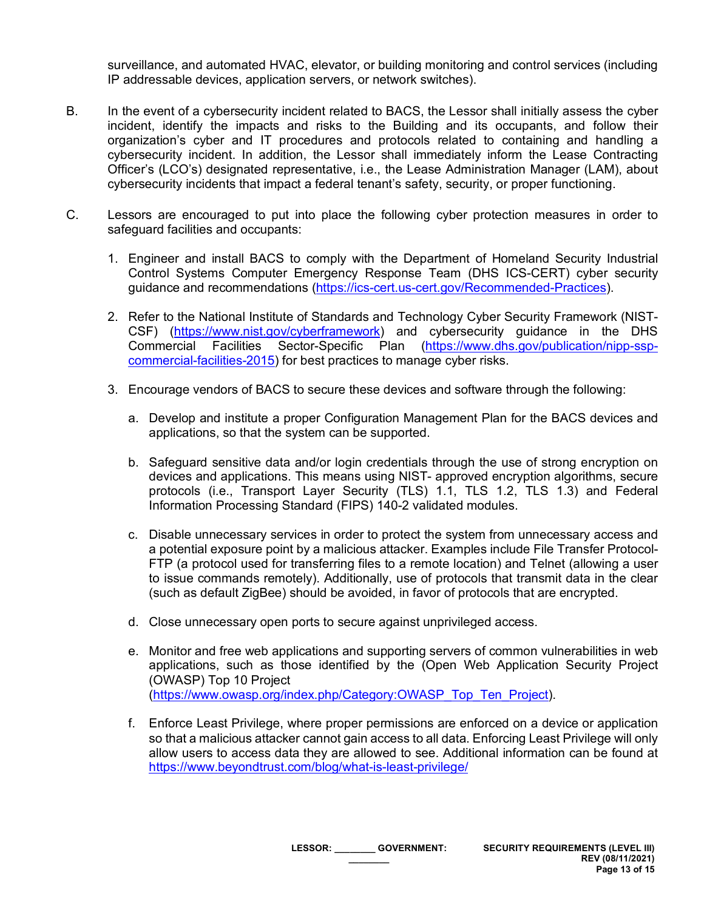surveillance, and automated HVAC, elevator, or building monitoring and control services (including IP addressable devices, application servers, or network switches).

B. In the event of a cybersecurity incident related to BACS, the Lessor shall initially assess the cyber incident, identify the impacts and risks to the Building and its occupants, and follow their organization's cyber and IT procedures and protocols related to containing and handling a cybersecurity incident. In addition, the Lessor shall immediately inform the Lease Contracting Officer's (LCO's) designated representative, i.e., the Lease Administration Manager (LAM), about cybersecurity incidents that impact a federal tenant's safety, security, or proper functioning.

C. Lessors are encouraged to put into place the following cyber protection measures in order to safeguard facilities and occupants:

1. Engineer and install BACS to comply with the Department of Homeland Security Industrial Control Systems Computer Emergency Response Team (DHS ICS-CERT) cyber security guidance and recommendations (https://ics-cert.us-cert.gov/Recommended-Practices).

2. Refer to the National Institute of Standards and Technology Cyber Security Framework (NIST-CSF) (https://www.nist.gov/cyberframework) and cybersecurity guidance in the DHS Commercial Facilities Sector-Specific Plan (https://www.dhs.gov/publication/nipp-ssp-commercial-facilities-2015) for best practices to manage cyber risks.

3. Encourage vendors of BACS to secure these devices and software through the following:

   a. Develop and institute a proper Configuration Management Plan for the BACS devices and applications, so that the system can be supported.

   b. Safeguard sensitive data and/or login credentials through the use of strong encryption on devices and applications. This means using NIST- approved encryption algorithms, secure protocols (i.e., Transport Layer Security (TLS) 1.1, TLS 1.2, TLS 1.3) and Federal Information Processing Standard (FIPS) 140-2 validated modules.

   c. Disable unnecessary services in order to protect the system from unnecessary access and a potential exposure point by a malicious attacker. Examples include File Transfer Protocol-FTP (a protocol used for transferring files to a remote location) and Telnet (allowing a user to issue commands remotely). Additionally, use of protocols that transmit data in the clear (such as default ZigBee) should be avoided, in favor of protocols that are encrypted.

   d. Close unnecessary open ports to secure against unprivileged access.

   e. Monitor and free web applications and supporting servers of common vulnerabilities in web applications, such as those identified by the (Open Web Application Security Project (OWASP) Top 10 Project (https://www.owasp.org/index.php/Category:OWASP_Top_Ten_Project).

   f. Enforce Least Privilege, where proper permissions are enforced on a device or application so that a malicious attacker cannot gain access to all data. Enforcing Least Privilege will only allow users to access data they are allowed to see. Additional information can be found at https://www.beyondtrust.com/blog/what-is-least-privilege/

LESSOR: _______ GOVERNMENT: _______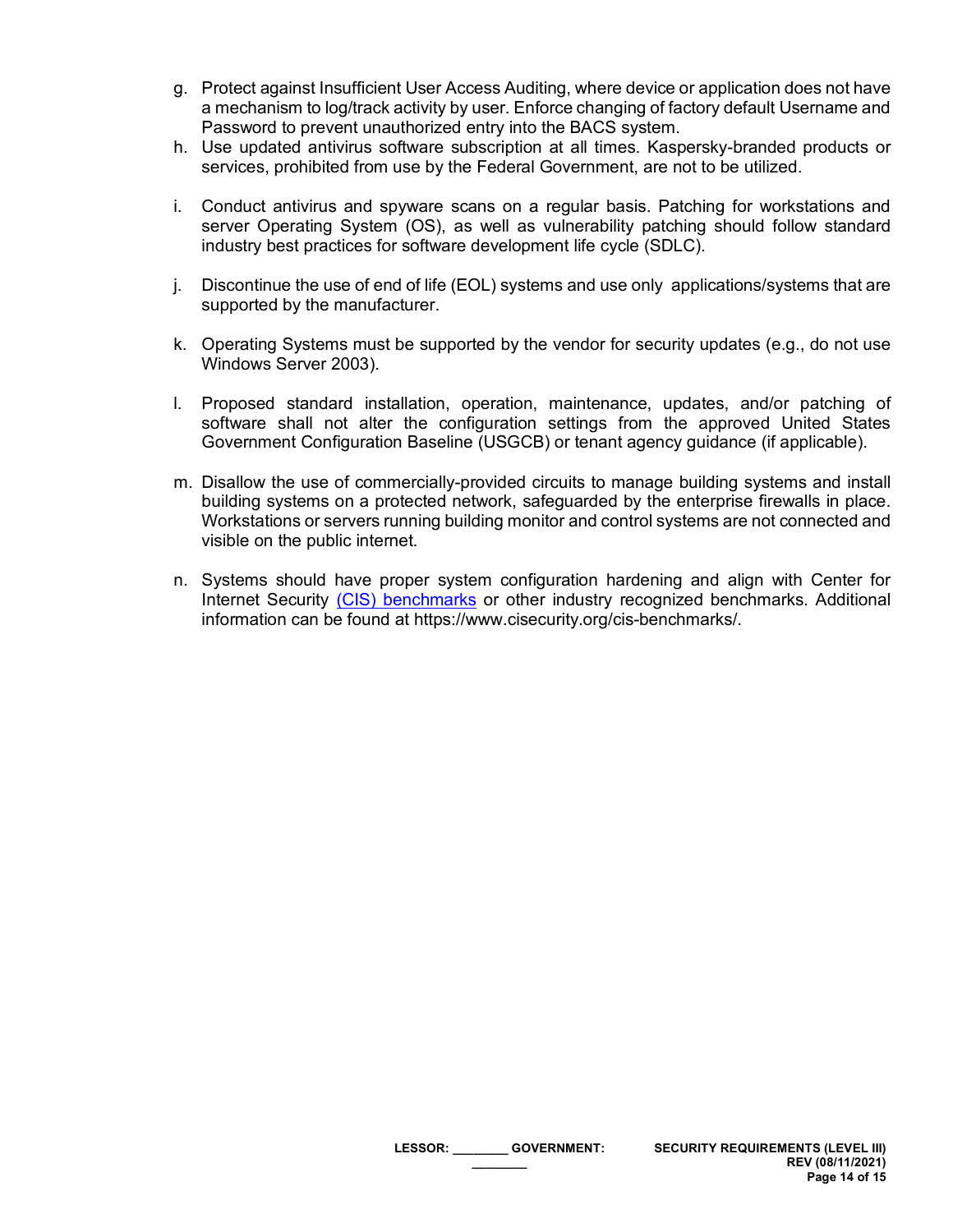g. Protect against Insufficient User Access Auditing, where device or application does not have a mechanism to log/track activity by user. Enforce changing of factory default Username and Password to prevent unauthorized entry into the BACS system.
h. Use updated antivirus software subscription at all times. Kaspersky-branded products or services, prohibited from use by the Federal Government, are not to be utilized.
i. Conduct antivirus and spyware scans on a regular basis. Patching for workstations and server Operating System (OS), as well as vulnerability patching should follow standard industry best practices for software development life cycle (SDLC).
j. Discontinue the use of end of life (EOL) systems and use only applications/systems that are supported by the manufacturer.
k. Operating Systems must be supported by the vendor for security updates (e.g., do not use Windows Server 2003).
l. Proposed standard installation, operation, maintenance, updates, and/or patching of software shall not alter the configuration settings from the approved United States Government Configuration Baseline (USGCB) or tenant agency guidance (if applicable).
m. Disallow the use of commercially-provided circuits to manage building systems and install building systems on a protected network, safeguarded by the enterprise firewalls in place. Workstations or servers running building monitor and control systems are not connected and visible on the public internet.
n. Systems should have proper system configuration hardening and align with Center for Internet Security (CIS) benchmarks or other industry recognized benchmarks. Additional information can be found at https://www.cisecurity.org/cis-benchmarks/.

LESSOR: _______ GOVERNMENT: _______